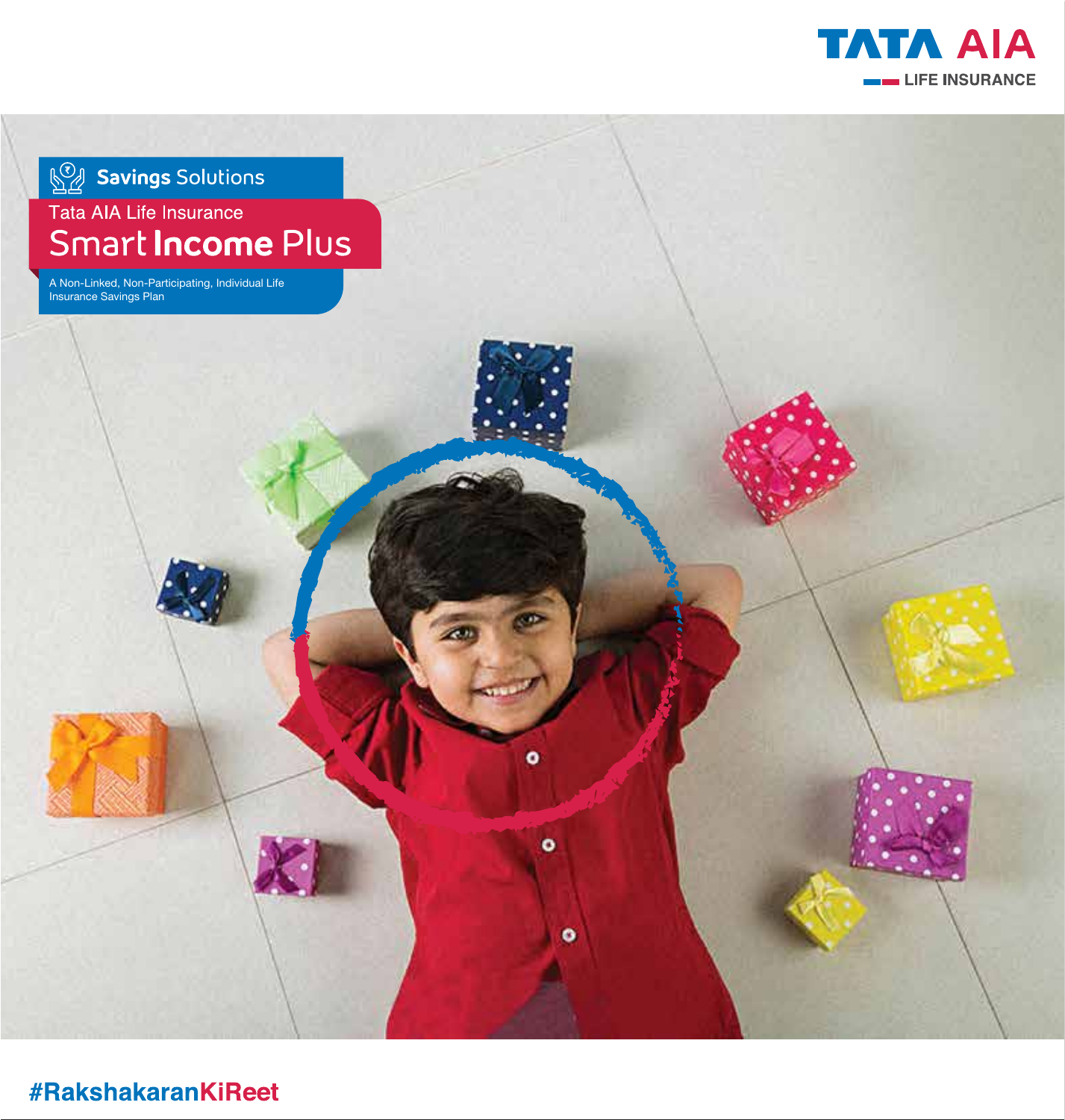TATA AIA LIFE INSURANCE

Savings Solutions

Tata AIA Life Insurance

# Smart Income Plus

A Non-Linked, Non-Participating, Individual Life Insurance Savings Plan

#RakshakaranKiReet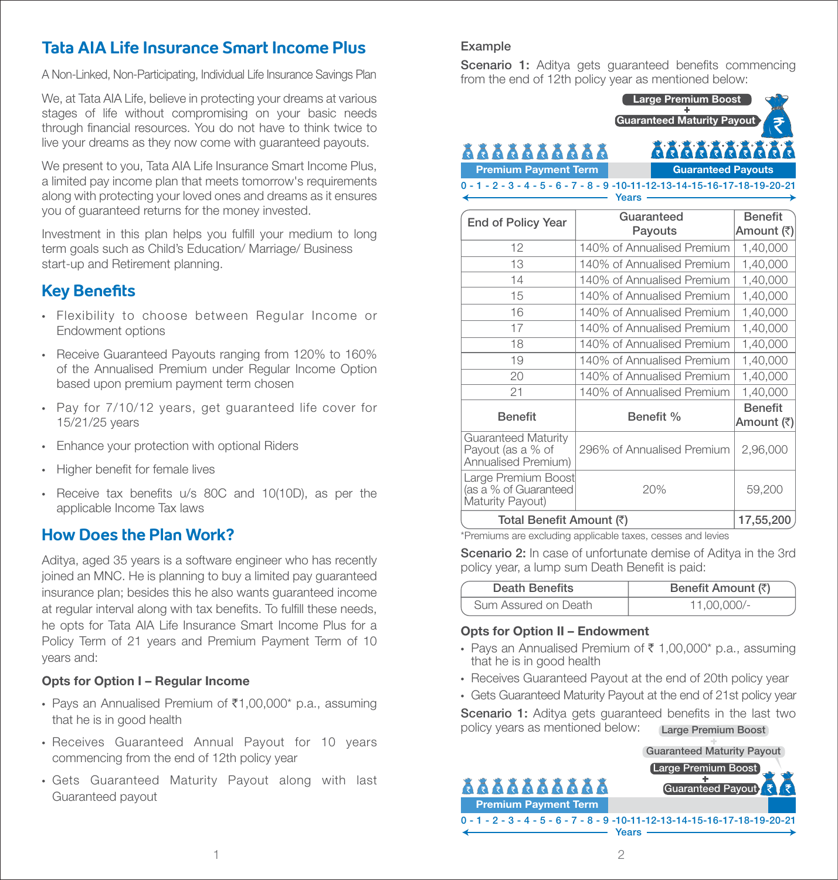# Tata AIA Life Insurance Smart Income Plus

A Non-Linked, Non-Participating, Individual Life Insurance Savings Plan

We, at Tata AIA Life, believe in protecting your dreams at various stages of life without compromising on your basic needs through financial resources. You do not have to think twice to live your dreams as they now come with guaranteed payouts.

We present to you, Tata AIA Life Insurance Smart Income Plus, a limited pay income plan that meets tomorrow's requirements along with protecting your loved ones and dreams as it ensures you of guaranteed returns for the money invested.

Investment in this plan helps you fulfill your medium to long term goals such as Child's Education/ Marriage/ Business start-up and Retirement planning.

## Key Benefits

- Flexibility to choose between Regular Income or Endowment options
- Receive Guaranteed Payouts ranging from 120% to 160% of the Annualised Premium under Regular Income Option based upon premium payment term chosen
- Pay for 7/10/12 years, get guaranteed life cover for 15/21/25 years
- Enhance your protection with optional Riders
- Higher benefit for female lives
- Receive tax benefits u/s 80C and 10(10D), as per the applicable Income Tax laws

## How Does the Plan Work?

Aditya, aged 35 years is a software engineer who has recently joined an MNC. He is planning to buy a limited pay guaranteed insurance plan; besides this he also wants guaranteed income at regular interval along with tax benefits. To fulfill these needs, he opts for Tata AIA Life Insurance Smart Income Plus for a Policy Term of 21 years and Premium Payment Term of 10 years and:

**Opts for Option I – Regular Income**

- Pays an Annualised Premium of ₹1,00,000* p.a., assuming that he is in good health
- Receives Guaranteed Annual Payout for 10 years commencing from the end of 12th policy year
- Gets Guaranteed Maturity Payout along with last Guaranteed payout

**Example**

**Scenario 1:** Aditya gets guaranteed benefits commencing from the end of 12th policy year as mentioned below:

Large Premium Boost + Guaranteed Maturity Payout

Premium Payment Term | Guaranteed Payouts

0 - 1 - 2 - 3 - 4 - 5 - 6 - 7 - 8 - 9 -10-11-12-13-14-15-16-17-18-19-20-21 Years

| End of Policy Year | Guaranteed Payouts | Benefit Amount (₹) |
|---|---|---|
| 12 | 140% of Annualised Premium | 1,40,000 |
| 13 | 140% of Annualised Premium | 1,40,000 |
| 14 | 140% of Annualised Premium | 1,40,000 |
| 15 | 140% of Annualised Premium | 1,40,000 |
| 16 | 140% of Annualised Premium | 1,40,000 |
| 17 | 140% of Annualised Premium | 1,40,000 |
| 18 | 140% of Annualised Premium | 1,40,000 |
| 19 | 140% of Annualised Premium | 1,40,000 |
| 20 | 140% of Annualised Premium | 1,40,000 |
| 21 | 140% of Annualised Premium | 1,40,000 |
| **Benefit** | **Benefit %** | **Benefit Amount (₹)** |
| Guaranteed Maturity Payout (as a % of Annualised Premium) | 296% of Annualised Premium | 2,96,000 |
| Large Premium Boost (as a % of Guaranteed Maturity Payout) | 20% | 59,200 |
| **Total Benefit Amount (₹)** | | **17,55,200** |

*Premiums are excluding applicable taxes, cesses and levies

**Scenario 2:** In case of unfortunate demise of Aditya in the 3rd policy year, a lump sum Death Benefit is paid:

| Death Benefits | Benefit Amount (₹) |
|---|---|
| Sum Assured on Death | 11,00,000/- |

**Opts for Option II – Endowment**

- Pays an Annualised Premium of ₹ 1,00,000* p.a., assuming that he is in good health
- Receives Guaranteed Payout at the end of 20th policy year
- Gets Guaranteed Maturity Payout at the end of 21st policy year

**Scenario 1:** Aditya gets guaranteed benefits in the last two policy years as mentioned below:

Large Premium Boost + Guaranteed Maturity Payout

Large Premium Boost + Guaranteed Payout

Premium Payment Term

0 - 1 - 2 - 3 - 4 - 5 - 6 - 7 - 8 - 9 -10-11-12-13-14-15-16-17-18-19-20-21 Years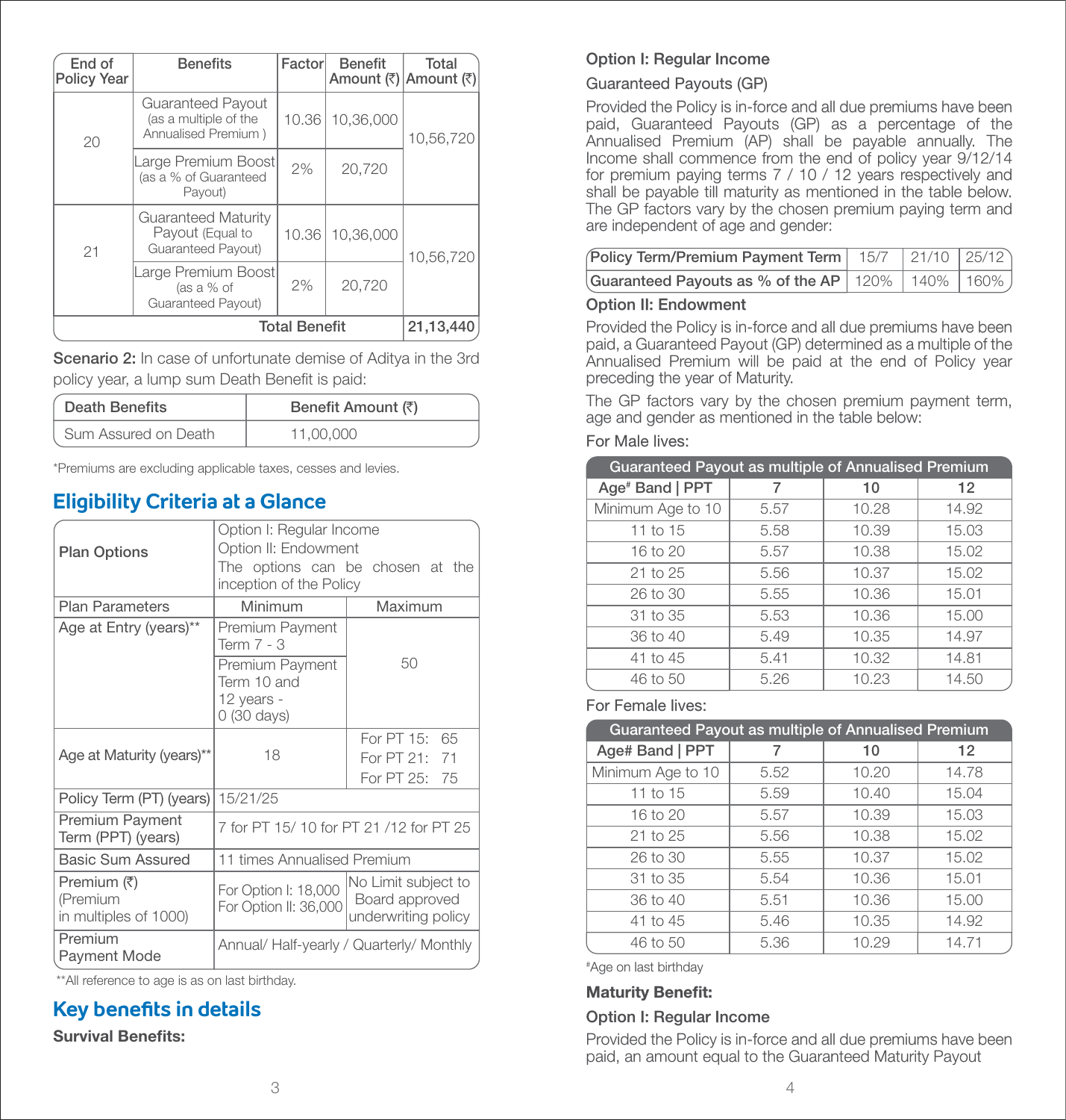| End of Policy Year | Benefits | Factor | Benefit Amount (₹) | Total Amount (₹) |
|---|---|---|---|---|
| 20 | Guaranteed Payout (as a multiple of the Annualised Premium ) | 10.36 | 10,36,000 | 10,56,720 |
| | Large Premium Boost (as a % of Guaranteed Payout) | 2% | 20,720 | |
| 21 | Guaranteed Maturity Payout (Equal to Guaranteed Payout) | 10.36 | 10,36,000 | 10,56,720 |
| | Large Premium Boost (as a % of Guaranteed Payout) | 2% | 20,720 | |
| Total Benefit | | | | 21,13,440 |

**Scenario 2:** In case of unfortunate demise of Aditya in the 3rd policy year, a lump sum Death Benefit is paid:

| Death Benefits | Benefit Amount (₹) |
|---|---|
| Sum Assured on Death | 11,00,000 |

*Premiums are excluding applicable taxes, cesses and levies.

## Eligibility Criteria at a Glance

| Plan Options | Option I: Regular Income<br>Option II: Endowment<br>The options can be chosen at the inception of the Policy | |
|---|---|---|
| Plan Parameters | Minimum | Maximum |
| Age at Entry (years)** | Premium Payment Term 7 - 3<br>Premium Payment Term 10 and 12 years - 0 (30 days) | 50 |
| Age at Maturity (years)** | 18 | For PT 15: 65<br>For PT 21: 71<br>For PT 25: 75 |
| Policy Term (PT) (years) | 15/21/25 | |
| Premium Payment Term (PPT) (years) | 7 for PT 15/ 10 for PT 21 /12 for PT 25 | |
| Basic Sum Assured | 11 times Annualised Premium | |
| Premium (₹) (Premium in multiples of 1000) | For Option I: 18,000<br>For Option II: 36,000 | No Limit subject to Board approved underwriting policy |
| Premium Payment Mode | Annual/ Half-yearly / Quarterly/ Monthly | |

**All reference to age is as on last birthday.

## Key benefits in details

**Survival Benefits:**

**Option I: Regular Income**

Guaranteed Payouts (GP)

Provided the Policy is in-force and all due premiums have been paid, Guaranteed Payouts (GP) as a percentage of the Annualised Premium (AP) shall be payable annually. The Income shall commence from the end of policy year 9/12/14 for premium paying terms 7 / 10 / 12 years respectively and shall be payable till maturity as mentioned in the table below. The GP factors vary by the chosen premium paying term and are independent of age and gender:

| Policy Term/Premium Payment Term | 15/7 | 21/10 | 25/12 |
|---|---|---|---|
| Guaranteed Payouts as % of the AP | 120% | 140% | 160% |

**Option II: Endowment**

Provided the Policy is in-force and all due premiums have been paid, a Guaranteed Payout (GP) determined as a multiple of the Annualised Premium will be paid at the end of Policy year preceding the year of Maturity.

The GP factors vary by the chosen premium payment term, age and gender as mentioned in the table below:

For Male lives:

| Guaranteed Payout as multiple of Annualised Premium | | | |
|---|---|---|---|
| Age# Band \| PPT | 7 | 10 | 12 |
| Minimum Age to 10 | 5.57 | 10.28 | 14.92 |
| 11 to 15 | 5.58 | 10.39 | 15.03 |
| 16 to 20 | 5.57 | 10.38 | 15.02 |
| 21 to 25 | 5.56 | 10.37 | 15.02 |
| 26 to 30 | 5.55 | 10.36 | 15.01 |
| 31 to 35 | 5.53 | 10.36 | 15.00 |
| 36 to 40 | 5.49 | 10.35 | 14.97 |
| 41 to 45 | 5.41 | 10.32 | 14.81 |
| 46 to 50 | 5.26 | 10.23 | 14.50 |

For Female lives:

| Guaranteed Payout as multiple of Annualised Premium | | | |
|---|---|---|---|
| Age# Band \| PPT | 7 | 10 | 12 |
| Minimum Age to 10 | 5.52 | 10.20 | 14.78 |
| 11 to 15 | 5.59 | 10.40 | 15.04 |
| 16 to 20 | 5.57 | 10.39 | 15.03 |
| 21 to 25 | 5.56 | 10.38 | 15.02 |
| 26 to 30 | 5.55 | 10.37 | 15.02 |
| 31 to 35 | 5.54 | 10.36 | 15.01 |
| 36 to 40 | 5.51 | 10.36 | 15.00 |
| 41 to 45 | 5.46 | 10.35 | 14.92 |
| 46 to 50 | 5.36 | 10.29 | 14.71 |

#Age on last birthday

**Maturity Benefit:**

**Option I: Regular Income**

Provided the Policy is in-force and all due premiums have been paid, an amount equal to the Guaranteed Maturity Payout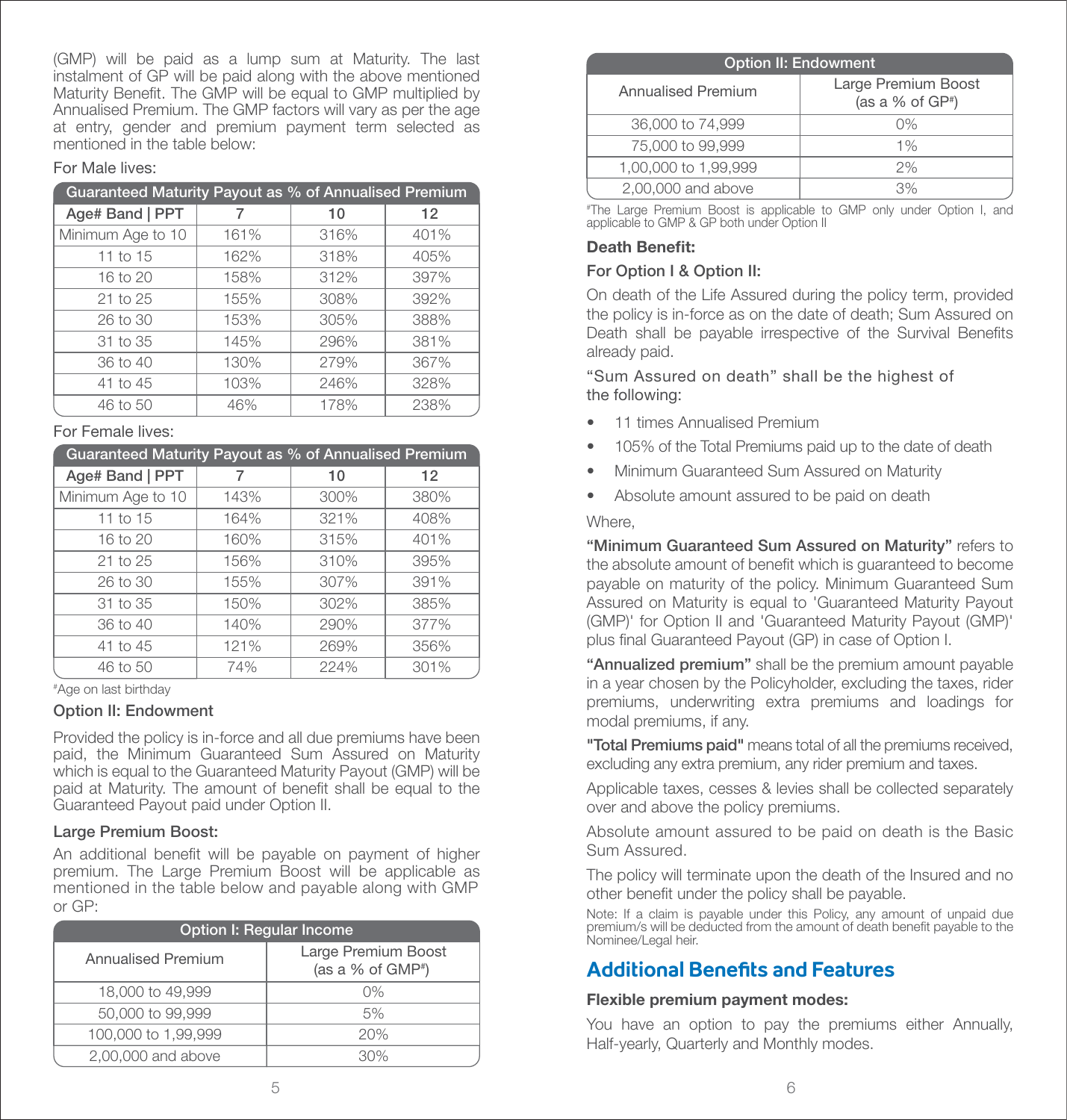(GMP) will be paid as a lump sum at Maturity. The last instalment of GP will be paid along with the above mentioned Maturity Benefit. The GMP will be equal to GMP multiplied by Annualised Premium. The GMP factors will vary as per the age at entry, gender and premium payment term selected as mentioned in the table below:

For Male lives:

| Guaranteed Maturity Payout as % of Annualised Premium | | | |
|---|---|---|---|
| Age# Band \| PPT | 7 | 10 | 12 |
| Minimum Age to 10 | 161% | 316% | 401% |
| 11 to 15 | 162% | 318% | 405% |
| 16 to 20 | 158% | 312% | 397% |
| 21 to 25 | 155% | 308% | 392% |
| 26 to 30 | 153% | 305% | 388% |
| 31 to 35 | 145% | 296% | 381% |
| 36 to 40 | 130% | 279% | 367% |
| 41 to 45 | 103% | 246% | 328% |
| 46 to 50 | 46% | 178% | 238% |

For Female lives:

| Guaranteed Maturity Payout as % of Annualised Premium | | | |
|---|---|---|---|
| Age# Band \| PPT | 7 | 10 | 12 |
| Minimum Age to 10 | 143% | 300% | 380% |
| 11 to 15 | 164% | 321% | 408% |
| 16 to 20 | 160% | 315% | 401% |
| 21 to 25 | 156% | 310% | 395% |
| 26 to 30 | 155% | 307% | 391% |
| 31 to 35 | 150% | 302% | 385% |
| 36 to 40 | 140% | 290% | 377% |
| 41 to 45 | 121% | 269% | 356% |
| 46 to 50 | 74% | 224% | 301% |

#Age on last birthday

### Option II: Endowment

Provided the policy is in-force and all due premiums have been paid, the Minimum Guaranteed Sum Assured on Maturity which is equal to the Guaranteed Maturity Payout (GMP) will be paid at Maturity. The amount of benefit shall be equal to the Guaranteed Payout paid under Option II.

### Large Premium Boost:

An additional benefit will be payable on payment of higher premium. The Large Premium Boost will be applicable as mentioned in the table below and payable along with GMP or GP:

| Option I: Regular Income | |
|---|---|
| Annualised Premium | Large Premium Boost (as a % of GMP#) |
| 18,000 to 49,999 | 0% |
| 50,000 to 99,999 | 5% |
| 100,000 to 1,99,999 | 20% |
| 2,00,000 and above | 30% |

| Option II: Endowment | |
|---|---|
| Annualised Premium | Large Premium Boost (as a % of GP#) |
| 36,000 to 74,999 | 0% |
| 75,000 to 99,999 | 1% |
| 1,00,000 to 1,99,999 | 2% |
| 2,00,000 and above | 3% |

#The Large Premium Boost is applicable to GMP only under Option I, and applicable to GMP & GP both under Option II

### Death Benefit:

#### For Option I & Option II:

On death of the Life Assured during the policy term, provided the policy is in-force as on the date of death; Sum Assured on Death shall be payable irrespective of the Survival Benefits already paid.

"Sum Assured on death" shall be the highest of the following:

- 11 times Annualised Premium
- 105% of the Total Premiums paid up to the date of death
- Minimum Guaranteed Sum Assured on Maturity
- Absolute amount assured to be paid on death

Where,

**"Minimum Guaranteed Sum Assured on Maturity"** refers to the absolute amount of benefit which is guaranteed to become payable on maturity of the policy. Minimum Guaranteed Sum Assured on Maturity is equal to 'Guaranteed Maturity Payout (GMP)' for Option II and 'Guaranteed Maturity Payout (GMP)' plus final Guaranteed Payout (GP) in case of Option I.

**"Annualized premium"** shall be the premium amount payable in a year chosen by the Policyholder, excluding the taxes, rider premiums, underwriting extra premiums and loadings for modal premiums, if any.

**"Total Premiums paid"** means total of all the premiums received, excluding any extra premium, any rider premium and taxes.

Applicable taxes, cesses & levies shall be collected separately over and above the policy premiums.

Absolute amount assured to be paid on death is the Basic Sum Assured.

The policy will terminate upon the death of the Insured and no other benefit under the policy shall be payable.

Note: If a claim is payable under this Policy, any amount of unpaid due premium/s will be deducted from the amount of death benefit payable to the Nominee/Legal heir.

## Additional Benefits and Features

### Flexible premium payment modes:

You have an option to pay the premiums either Annually, Half-yearly, Quarterly and Monthly modes.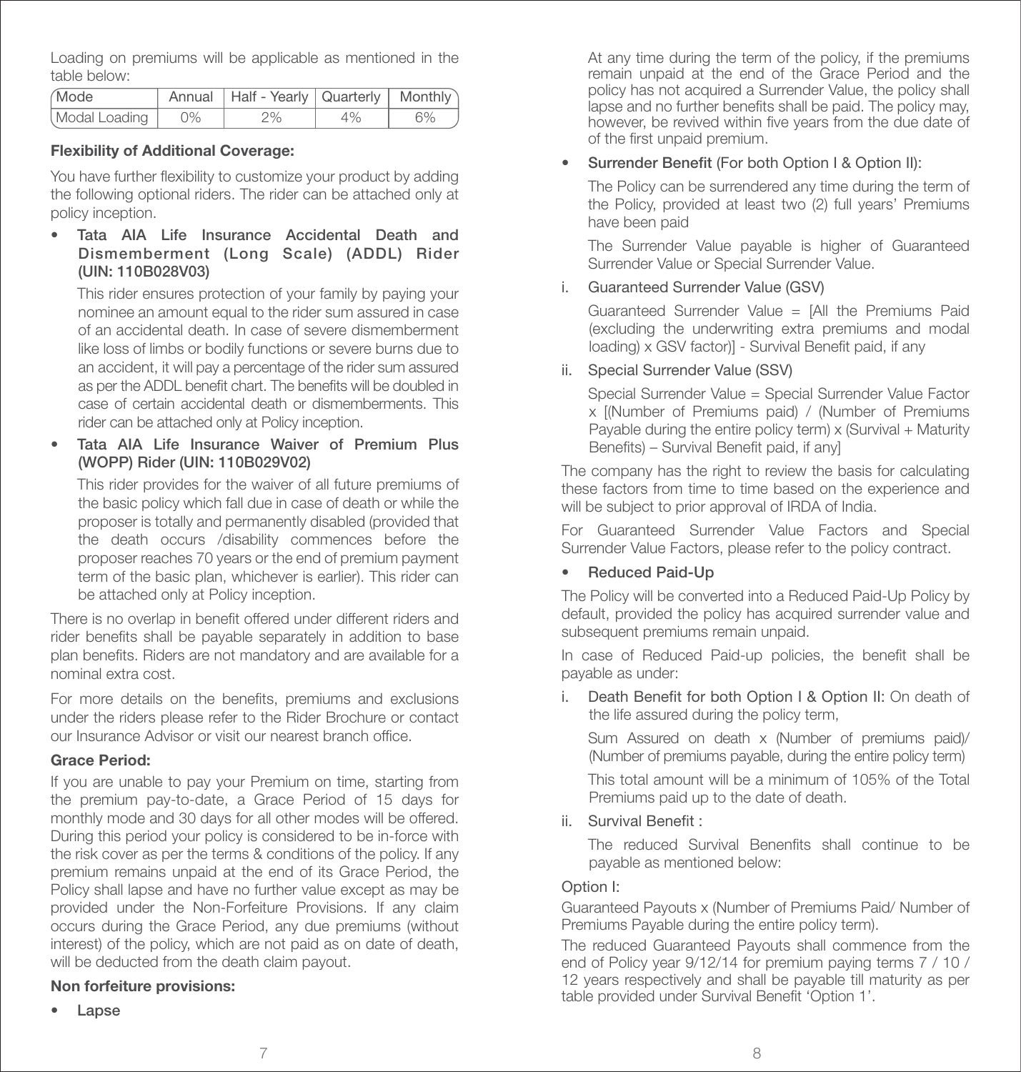Loading on premiums will be applicable as mentioned in the table below:

| Mode | Annual | Half - Yearly | Quarterly | Monthly |
|---|---|---|---|---|
| Modal Loading | 0% | 2% | 4% | 6% |

**Flexibility of Additional Coverage:**

You have further flexibility to customize your product by adding the following optional riders. The rider can be attached only at policy inception.

- **Tata AIA Life Insurance Accidental Death and Dismemberment (Long Scale) (ADDL) Rider (UIN: 110B028V03)**

  This rider ensures protection of your family by paying your nominee an amount equal to the rider sum assured in case of an accidental death. In case of severe dismemberment like loss of limbs or bodily functions or severe burns due to an accident, it will pay a percentage of the rider sum assured as per the ADDL benefit chart. The benefits will be doubled in case of certain accidental death or dismemberments. This rider can be attached only at Policy inception.

- **Tata AIA Life Insurance Waiver of Premium Plus (WOPP) Rider (UIN: 110B029V02)**

  This rider provides for the waiver of all future premiums of the basic policy which fall due in case of death or while the proposer is totally and permanently disabled (provided that the death occurs /disability commences before the proposer reaches 70 years or the end of premium payment term of the basic plan, whichever is earlier). This rider can be attached only at Policy inception.

There is no overlap in benefit offered under different riders and rider benefits shall be payable separately in addition to base plan benefits. Riders are not mandatory and are available for a nominal extra cost.

For more details on the benefits, premiums and exclusions under the riders please refer to the Rider Brochure or contact our Insurance Advisor or visit our nearest branch office.

**Grace Period:**

If you are unable to pay your Premium on time, starting from the premium pay-to-date, a Grace Period of 15 days for monthly mode and 30 days for all other modes will be offered. During this period your policy is considered to be in-force with the risk cover as per the terms & conditions of the policy. If any premium remains unpaid at the end of its Grace Period, the Policy shall lapse and have no further value except as may be provided under the Non-Forfeiture Provisions. If any claim occurs during the Grace Period, any due premiums (without interest) of the policy, which are not paid as on date of death, will be deducted from the death claim payout.

**Non forfeiture provisions:**

- **Lapse**

  At any time during the term of the policy, if the premiums remain unpaid at the end of the Grace Period and the policy has not acquired a Surrender Value, the policy shall lapse and no further benefits shall be paid. The policy may, however, be revived within five years from the due date of of the first unpaid premium.

- **Surrender Benefit** (For both Option I & Option II):

  The Policy can be surrendered any time during the term of the Policy, provided at least two (2) full years' Premiums have been paid

  The Surrender Value payable is higher of Guaranteed Surrender Value or Special Surrender Value.

i. Guaranteed Surrender Value (GSV)

   Guaranteed Surrender Value = [All the Premiums Paid (excluding the underwriting extra premiums and modal loading) x GSV factor)] - Survival Benefit paid, if any

ii. Special Surrender Value (SSV)

   Special Surrender Value = Special Surrender Value Factor x [(Number of Premiums paid) / (Number of Premiums Payable during the entire policy term) x (Survival + Maturity Benefits) – Survival Benefit paid, if any]

The company has the right to review the basis for calculating these factors from time to time based on the experience and will be subject to prior approval of IRDA of India.

For Guaranteed Surrender Value Factors and Special Surrender Value Factors, please refer to the policy contract.

- **Reduced Paid-Up**

The Policy will be converted into a Reduced Paid-Up Policy by default, provided the policy has acquired surrender value and subsequent premiums remain unpaid.

In case of Reduced Paid-up policies, the benefit shall be payable as under:

i. Death Benefit for both Option I & Option II: On death of the life assured during the policy term,

   Sum Assured on death x (Number of premiums paid)/ (Number of premiums payable, during the entire policy term)

   This total amount will be a minimum of 105% of the Total Premiums paid up to the date of death.

ii. Survival Benefit :

   The reduced Survival Benenfits shall continue to be payable as mentioned below:

Option I:

Guaranteed Payouts x (Number of Premiums Paid/ Number of Premiums Payable during the entire policy term).

The reduced Guaranteed Payouts shall commence from the end of Policy year 9/12/14 for premium paying terms 7 / 10 / 12 years respectively and shall be payable till maturity as per table provided under Survival Benefit 'Option 1'.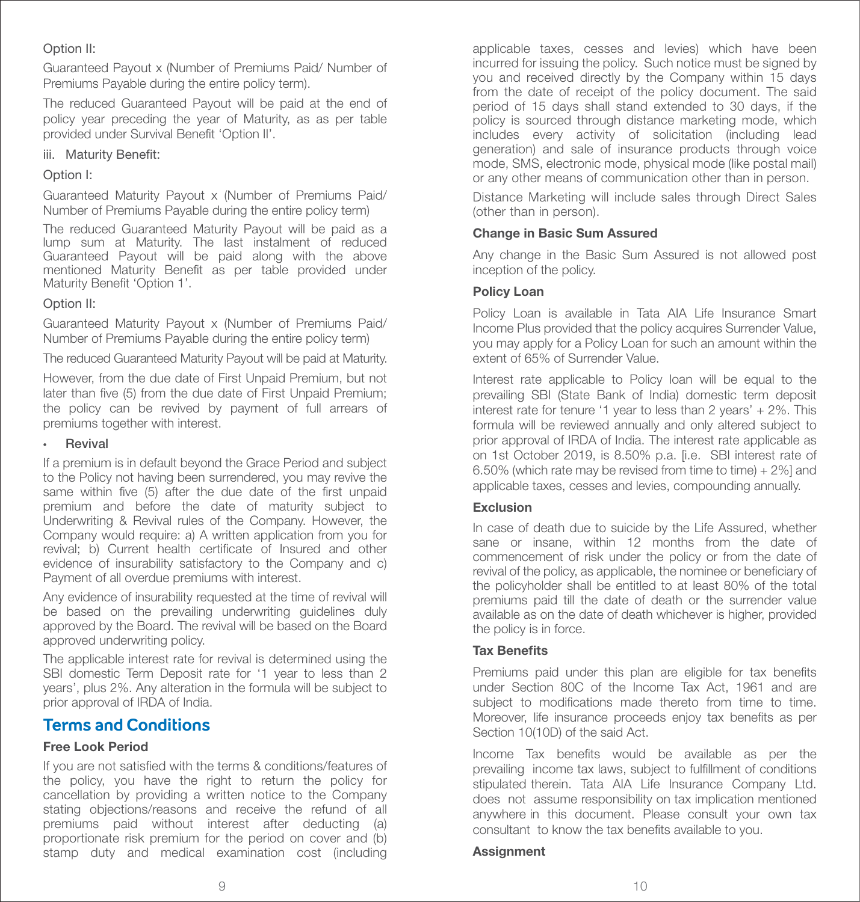Option II:

Guaranteed Payout x (Number of Premiums Paid/ Number of Premiums Payable during the entire policy term).

The reduced Guaranteed Payout will be paid at the end of policy year preceding the year of Maturity, as as per table provided under Survival Benefit 'Option II'.

iii. Maturity Benefit:

Option I:

Guaranteed Maturity Payout x (Number of Premiums Paid/ Number of Premiums Payable during the entire policy term)

The reduced Guaranteed Maturity Payout will be paid as a lump sum at Maturity. The last instalment of reduced Guaranteed Payout will be paid along with the above mentioned Maturity Benefit as per table provided under Maturity Benefit 'Option 1'.

Option II:

Guaranteed Maturity Payout x (Number of Premiums Paid/ Number of Premiums Payable during the entire policy term)

The reduced Guaranteed Maturity Payout will be paid at Maturity.

However, from the due date of First Unpaid Premium, but not later than five (5) from the due date of First Unpaid Premium; the policy can be revived by payment of full arrears of premiums together with interest.

- **Revival**

If a premium is in default beyond the Grace Period and subject to the Policy not having been surrendered, you may revive the same within five (5) after the due date of the first unpaid premium and before the date of maturity subject to Underwriting & Revival rules of the Company. However, the Company would require: a) A written application from you for revival; b) Current health certificate of Insured and other evidence of insurability satisfactory to the Company and c) Payment of all overdue premiums with interest.

Any evidence of insurability requested at the time of revival will be based on the prevailing underwriting guidelines duly approved by the Board. The revival will be based on the Board approved underwriting policy.

The applicable interest rate for revival is determined using the SBI domestic Term Deposit rate for '1 year to less than 2 years', plus 2%. Any alteration in the formula will be subject to prior approval of IRDA of India.

## Terms and Conditions

**Free Look Period**

If you are not satisfied with the terms & conditions/features of the policy, you have the right to return the policy for cancellation by providing a written notice to the Company stating objections/reasons and receive the refund of all premiums paid without interest after deducting (a) proportionate risk premium for the period on cover and (b) stamp duty and medical examination cost (including applicable taxes, cesses and levies) which have been incurred for issuing the policy. Such notice must be signed by you and received directly by the Company within 15 days from the date of receipt of the policy document. The said period of 15 days shall stand extended to 30 days, if the policy is sourced through distance marketing mode, which includes every activity of solicitation (including lead generation) and sale of insurance products through voice mode, SMS, electronic mode, physical mode (like postal mail) or any other means of communication other than in person.

Distance Marketing will include sales through Direct Sales (other than in person).

**Change in Basic Sum Assured**

Any change in the Basic Sum Assured is not allowed post inception of the policy.

**Policy Loan**

Policy Loan is available in Tata AIA Life Insurance Smart Income Plus provided that the policy acquires Surrender Value, you may apply for a Policy Loan for such an amount within the extent of 65% of Surrender Value.

Interest rate applicable to Policy loan will be equal to the prevailing SBI (State Bank of India) domestic term deposit interest rate for tenure '1 year to less than 2 years' + 2%. This formula will be reviewed annually and only altered subject to prior approval of IRDA of India. The interest rate applicable as on 1st October 2019, is 8.50% p.a. [i.e. SBI interest rate of 6.50% (which rate may be revised from time to time) + 2%] and applicable taxes, cesses and levies, compounding annually.

**Exclusion**

In case of death due to suicide by the Life Assured, whether sane or insane, within 12 months from the date of commencement of risk under the policy or from the date of revival of the policy, as applicable, the nominee or beneficiary of the policyholder shall be entitled to at least 80% of the total premiums paid till the date of death or the surrender value available as on the date of death whichever is higher, provided the policy is in force.

**Tax Benefits**

Premiums paid under this plan are eligible for tax benefits under Section 80C of the Income Tax Act, 1961 and are subject to modifications made thereto from time to time. Moreover, life insurance proceeds enjoy tax benefits as per Section 10(10D) of the said Act.

Income Tax benefits would be available as per the prevailing income tax laws, subject to fulfillment of conditions stipulated therein. Tata AIA Life Insurance Company Ltd. does not assume responsibility on tax implication mentioned anywhere in this document. Please consult your own tax consultant to know the tax benefits available to you.

**Assignment**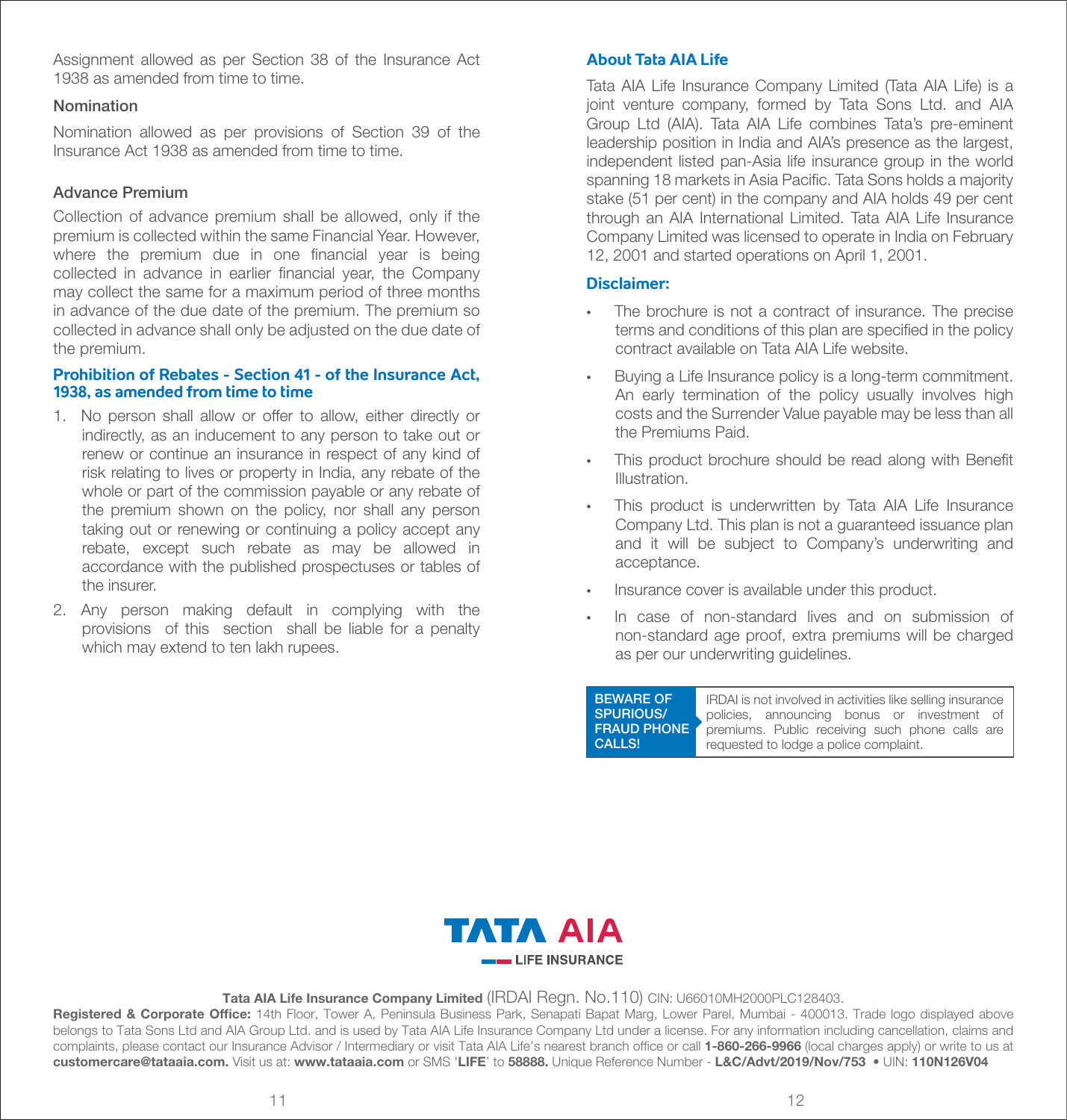Assignment allowed as per Section 38 of the Insurance Act 1938 as amended from time to time.

### Nomination

Nomination allowed as per provisions of Section 39 of the Insurance Act 1938 as amended from time to time.

### Advance Premium

Collection of advance premium shall be allowed, only if the premium is collected within the same Financial Year. However, where the premium due in one financial year is being collected in advance in earlier financial year, the Company may collect the same for a maximum period of three months in advance of the due date of the premium. The premium so collected in advance shall only be adjusted on the due date of the premium.

### Prohibition of Rebates - Section 41 - of the Insurance Act, 1938, as amended from time to time

1. No person shall allow or offer to allow, either directly or indirectly, as an inducement to any person to take out or renew or continue an insurance in respect of any kind of risk relating to lives or property in India, any rebate of the whole or part of the commission payable or any rebate of the premium shown on the policy, nor shall any person taking out or renewing or continuing a policy accept any rebate, except such rebate as may be allowed in accordance with the published prospectuses or tables of the insurer.
2. Any person making default in complying with the provisions of this section shall be liable for a penalty which may extend to ten lakh rupees.

### About Tata AIA Life

Tata AIA Life Insurance Company Limited (Tata AIA Life) is a joint venture company, formed by Tata Sons Ltd. and AIA Group Ltd (AIA). Tata AIA Life combines Tata's pre-eminent leadership position in India and AIA's presence as the largest, independent listed pan-Asia life insurance group in the world spanning 18 markets in Asia Pacific. Tata Sons holds a majority stake (51 per cent) in the company and AIA holds 49 per cent through an AIA International Limited. Tata AIA Life Insurance Company Limited was licensed to operate in India on February 12, 2001 and started operations on April 1, 2001.

### Disclaimer:

- The brochure is not a contract of insurance. The precise terms and conditions of this plan are specified in the policy contract available on Tata AIA Life website.
- Buying a Life Insurance policy is a long-term commitment. An early termination of the policy usually involves high costs and the Surrender Value payable may be less than all the Premiums Paid.
- This product brochure should be read along with Benefit Illustration.
- This product is underwritten by Tata AIA Life Insurance Company Ltd. This plan is not a guaranteed issuance plan and it will be subject to Company's underwriting and acceptance.
- Insurance cover is available under this product.
- In case of non-standard lives and on submission of non-standard age proof, extra premiums will be charged as per our underwriting guidelines.

**BEWARE OF SPURIOUS/ FRAUD PHONE CALLS!** IRDAI is not involved in activities like selling insurance policies, announcing bonus or investment of premiums. Public receiving such phone calls are requested to lodge a police complaint.

TATA AIA LIFE INSURANCE

**Tata AIA Life Insurance Company Limited** (IRDAI Regn. No.110) CIN: U66010MH2000PLC128403.
**Registered & Corporate Office:** 14th Floor, Tower A, Peninsula Business Park, Senapati Bapat Marg, Lower Parel, Mumbai - 400013. Trade logo displayed above belongs to Tata Sons Ltd and AIA Group Ltd. and is used by Tata AIA Life Insurance Company Ltd under a license. For any information including cancellation, claims and complaints, please contact our Insurance Advisor / Intermediary or visit Tata AIA Life's nearest branch office or call **1-860-266-9966** (local charges apply) or write to us at **customercare@tataaia.com.** Visit us at: **www.tataaia.com** or SMS '**LIFE**' to **58888.** Unique Reference Number - **L&C/Advt/2019/Nov/753** • UIN: **110N126V04**